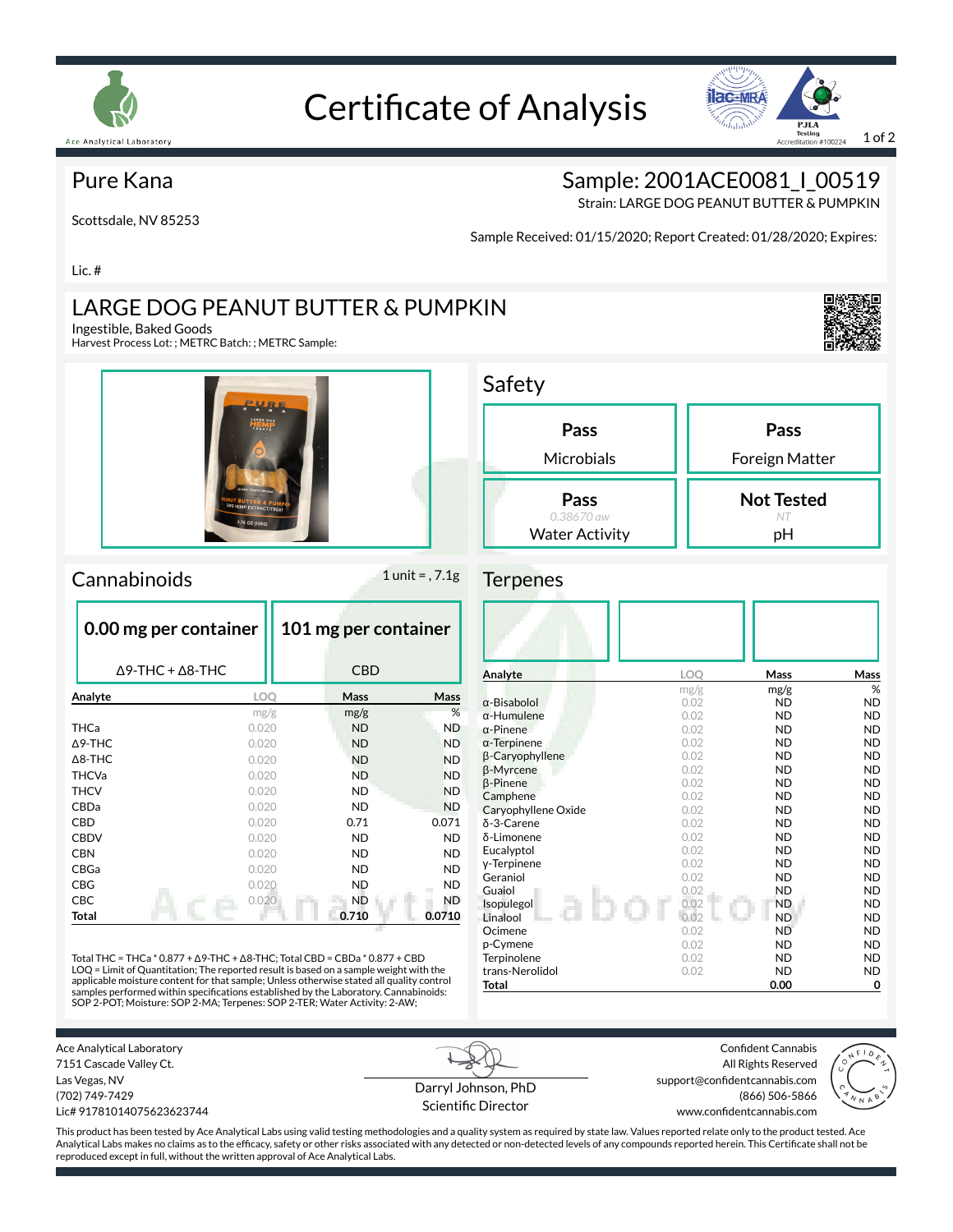Ace Analytical Laboratory

# Certificate of Analysis

PJLA Testing Accreditation #100224

## Pure Kana

Scottsdale, NV 85253

Lic. #

## Sample: 2001ACE0081_I_00519

Strain: LARGE DOG PEANUT BUTTER & PUMPKIN

Sample Received: 01/15/2020; Report Created: 01/28/2020; Expires:

## LARGE DOG PEANUT BUTTER & PUMPKIN

Ingestible, Baked Goods

Harvest Process Lot: ; METRC Batch: ; METRC Sample:

## Safety

| Result | Test |
|---|---|
| Pass | Microbials |
| Pass | Foreign Matter |
| Pass (0.38670 aw) | Water Activity |
| Not Tested (NT) | pH |

## Cannabinoids

1 unit = , 7.1g

**0.00 mg per container** — Δ9-THC + Δ8-THC

**101 mg per container** — CBD

| Analyte | LOQ | Mass | Mass |
|---|---|---|---|
| | mg/g | mg/g | % |
| THCa | 0.020 | ND | ND |
| Δ9-THC | 0.020 | ND | ND |
| Δ8-THC | 0.020 | ND | ND |
| THCVa | 0.020 | ND | ND |
| THCV | 0.020 | ND | ND |
| CBDa | 0.020 | ND | ND |
| CBD | 0.020 | 0.71 | 0.071 |
| CBDV | 0.020 | ND | ND |
| CBN | 0.020 | ND | ND |
| CBGa | 0.020 | ND | ND |
| CBG | 0.020 | ND | ND |
| CBC | 0.020 | ND | ND |
| **Total** | | **0.710** | **0.0710** |

Total THC = THCa * 0.877 + Δ9-THC + Δ8-THC; Total CBD = CBDa * 0.877 + CBD
LOQ = Limit of Quantitation; The reported result is based on a sample weight with the applicable moisture content for that sample; Unless otherwise stated all quality control samples performed within specifications established by the Laboratory. Cannabinoids: SOP 2-POT; Moisture: SOP 2-MA; Terpenes: SOP 2-TER; Water Activity: 2-AW;

## Terpenes

| Analyte | LOQ | Mass | Mass |
|---|---|---|---|
| | mg/g | mg/g | % |
| α-Bisabolol | 0.02 | ND | ND |
| α-Humulene | 0.02 | ND | ND |
| α-Pinene | 0.02 | ND | ND |
| α-Terpinene | 0.02 | ND | ND |
| β-Caryophyllene | 0.02 | ND | ND |
| β-Myrcene | 0.02 | ND | ND |
| β-Pinene | 0.02 | ND | ND |
| Camphene | 0.02 | ND | ND |
| Caryophyllene Oxide | 0.02 | ND | ND |
| δ-3-Carene | 0.02 | ND | ND |
| δ-Limonene | 0.02 | ND | ND |
| Eucalyptol | 0.02 | ND | ND |
| γ-Terpinene | 0.02 | ND | ND |
| Geraniol | 0.02 | ND | ND |
| Guaiol | 0.02 | ND | ND |
| Isopulegol | 0.02 | ND | ND |
| Linalool | 0.02 | ND | ND |
| Ocimene | 0.02 | ND | ND |
| p-Cymene | 0.02 | ND | ND |
| Terpinolene | 0.02 | ND | ND |
| trans-Nerolidol | 0.02 | ND | ND |
| **Total** | | **0.00** | **0** |

Ace Analytical Laboratory
7151 Cascade Valley Ct.
Las Vegas, NV
(702) 749-7429
Lic# 91781014075623623744

Darryl Johnson, PhD
Scientific Director

Confident Cannabis
All Rights Reserved
support@confidentcannabis.com
(866) 506-5866
www.confidentcannabis.com

This product has been tested by Ace Analytical Labs using valid testing methodologies and a quality system as required by state law. Values reported relate only to the product tested. Ace Analytical Labs makes no claims as to the efficacy, safety or other risks associated with any detected or non-detected levels of any compounds reported herein. This Certificate shall not be reproduced except in full, without the written approval of Ace Analytical Labs.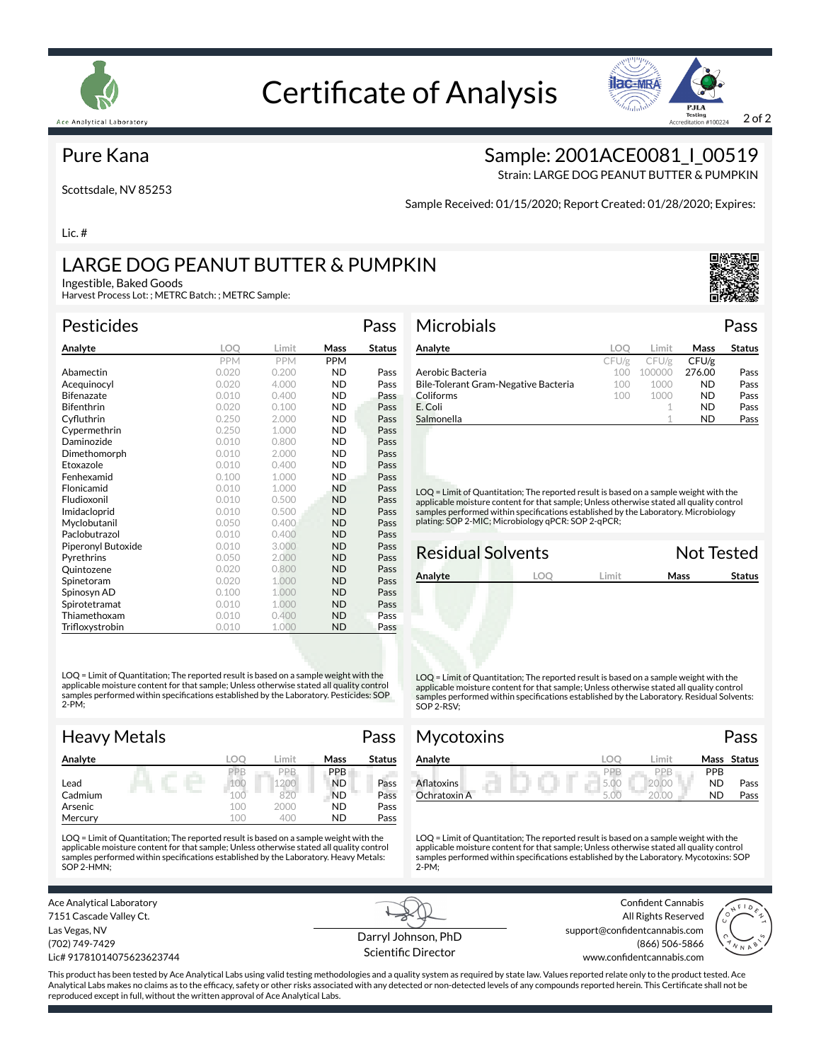# Certificate of Analysis

Ace Analytical Laboratory

## Pure Kana

Scottsdale, NV 85253

Lic. #

## Sample: 2001ACE0081_I_00519

Strain: LARGE DOG PEANUT BUTTER & PUMPKIN

Sample Received: 01/15/2020; Report Created: 01/28/2020; Expires:

## LARGE DOG PEANUT BUTTER & PUMPKIN

Ingestible, Baked Goods

Harvest Process Lot: ; METRC Batch: ; METRC Sample:

### Pesticides — Pass

| Analyte | LOQ | Limit | Mass | Status |
|---|---|---|---|---|
| | PPM | PPM | PPM | |
| Abamectin | 0.020 | 0.200 | ND | Pass |
| Acequinocyl | 0.020 | 4.000 | ND | Pass |
| Bifenazate | 0.010 | 0.400 | ND | Pass |
| Bifenthrin | 0.020 | 0.100 | ND | Pass |
| Cyfluthrin | 0.250 | 2.000 | ND | Pass |
| Cypermethrin | 0.250 | 1.000 | ND | Pass |
| Daminozide | 0.010 | 0.800 | ND | Pass |
| Dimethomorph | 0.010 | 2.000 | ND | Pass |
| Etoxazole | 0.010 | 0.400 | ND | Pass |
| Fenhexamid | 0.100 | 1.000 | ND | Pass |
| Flonicamid | 0.010 | 1.000 | ND | Pass |
| Fludioxonil | 0.010 | 0.500 | ND | Pass |
| Imidacloprid | 0.010 | 0.500 | ND | Pass |
| Myclobutanil | 0.050 | 0.400 | ND | Pass |
| Paclobutrazol | 0.010 | 0.400 | ND | Pass |
| Piperonyl Butoxide | 0.010 | 3.000 | ND | Pass |
| Pyrethrins | 0.050 | 2.000 | ND | Pass |
| Quintozene | 0.020 | 0.800 | ND | Pass |
| Spinetoram | 0.020 | 1.000 | ND | Pass |
| Spinosyn AD | 0.100 | 1.000 | ND | Pass |
| Spirotetramat | 0.010 | 1.000 | ND | Pass |
| Thiamethoxam | 0.010 | 0.400 | ND | Pass |
| Trifloxystrobin | 0.010 | 1.000 | ND | Pass |

LOQ = Limit of Quantitation; The reported result is based on a sample weight with the applicable moisture content for that sample; Unless otherwise stated all quality control samples performed within specifications established by the Laboratory. Pesticides: SOP 2-PM;

### Microbials — Pass

| Analyte | LOQ | Limit | Mass | Status |
|---|---|---|---|---|
| | CFU/g | CFU/g | CFU/g | |
| Aerobic Bacteria | 100 | 100000 | 276.00 | Pass |
| Bile-Tolerant Gram-Negative Bacteria | 100 | 1000 | ND | Pass |
| Coliforms | 100 | 1000 | ND | Pass |
| E. Coli | | 1 | ND | Pass |
| Salmonella | | 1 | ND | Pass |

LOQ = Limit of Quantitation; The reported result is based on a sample weight with the applicable moisture content for that sample; Unless otherwise stated all quality control samples performed within specifications established by the Laboratory. Microbiology plating: SOP 2-MIC; Microbiology qPCR: SOP 2-qPCR;

### Residual Solvents — Not Tested

| Analyte | LOQ | Limit | Mass | Status |
|---|---|---|---|---|

LOQ = Limit of Quantitation; The reported result is based on a sample weight with the applicable moisture content for that sample; Unless otherwise stated all quality control samples performed within specifications established by the Laboratory. Residual Solvents: SOP 2-RSV;

### Heavy Metals — Pass

| Analyte | LOQ | Limit | Mass | Status |
|---|---|---|---|---|
| | PPB | PPB | PPB | |
| Lead | 100 | 1200 | ND | Pass |
| Cadmium | 100 | 820 | ND | Pass |
| Arsenic | 100 | 2000 | ND | Pass |
| Mercury | 100 | 400 | ND | Pass |

LOQ = Limit of Quantitation; The reported result is based on a sample weight with the applicable moisture content for that sample; Unless otherwise stated all quality control samples performed within specifications established by the Laboratory. Heavy Metals: SOP 2-HMN;

### Mycotoxins — Pass

| Analyte | LOQ | Limit | Mass | Status |
|---|---|---|---|---|
| | PPB | PPB | PPB | |
| Aflatoxins | 5.00 | 20.00 | ND | Pass |
| Ochratoxin A | 5.00 | 20.00 | ND | Pass |

LOQ = Limit of Quantitation; The reported result is based on a sample weight with the applicable moisture content for that sample; Unless otherwise stated all quality control samples performed within specifications established by the Laboratory. Mycotoxins: SOP 2-PM;

Ace Analytical Laboratory
7151 Cascade Valley Ct.
Las Vegas, NV
(702) 749-7429
Lic# 91781014075623623744

Darryl Johnson, PhD
Scientific Director

Confident Cannabis
All Rights Reserved
support@confidentcannabis.com
(866) 506-5866
www.confidentcannabis.com

This product has been tested by Ace Analytical Labs using valid testing methodologies and a quality system as required by state law. Values reported relate only to the product tested. Ace Analytical Labs makes no claims as to the efficacy, safety or other risks associated with any detected or non-detected levels of any compounds reported herein. This Certificate shall not be reproduced except in full, without the written approval of Ace Analytical Labs.